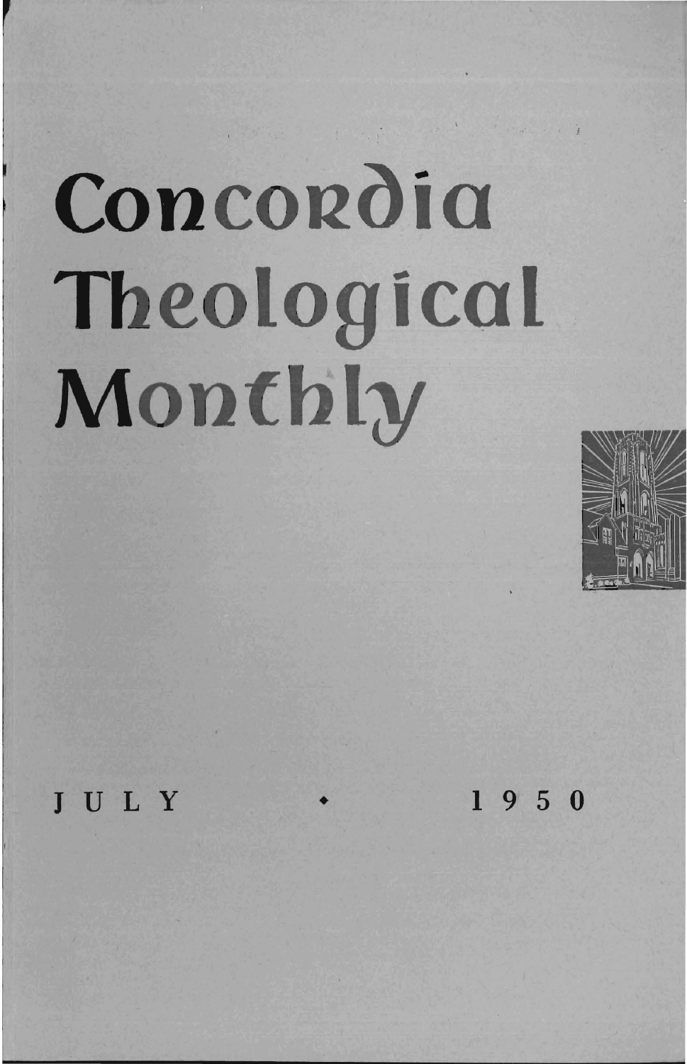# Concordia Theological Monthly

JULY • 1950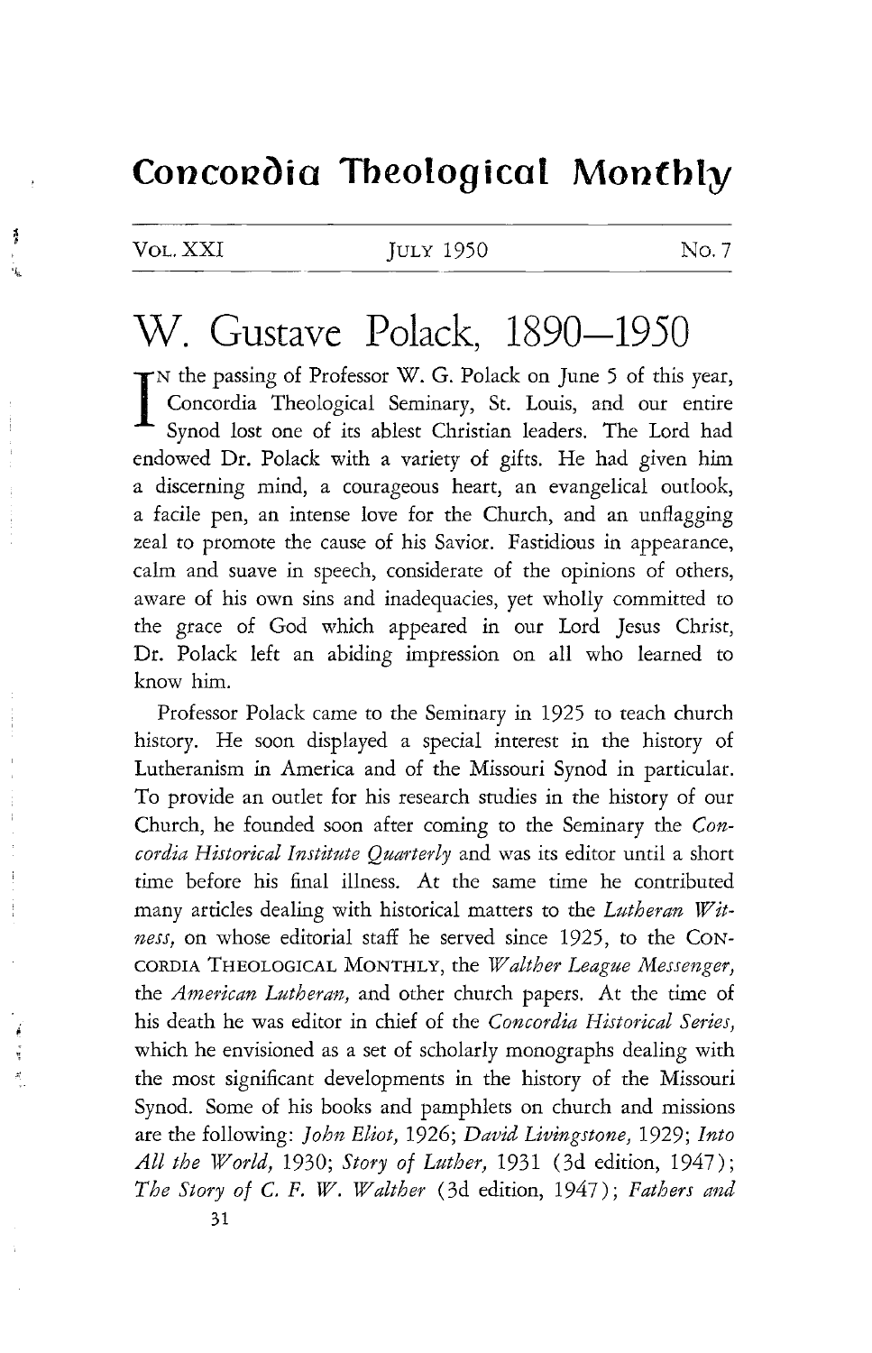# Concordia Theological Monthly

VOL. XXI JULY 1950 No. 7

# W. Gustave Polack, 1890—1950

IN the passing of Professor W. G. Polack on June 5 of this year, Concordia Theological Seminary, St. Louis, and our entire Synod lost one of its ablest Christian leaders. The Lord had endowed Dr. Polack with a variety of gifts. He had given him a discerning mind, a courageous heart, an evangelical outlook, a facile pen, an intense love for the Church, and an unflagging zeal to promote the cause of his Savior. Fastidious in appearance, calm and suave in speech, considerate of the opinions of others, aware of his own sins and inadequacies, yet wholly committed to the grace of God which appeared in our Lord Jesus Christ, Dr. Polack left an abiding impression on all who learned to know him.

Professor Polack came to the Seminary in 1925 to teach church history. He soon displayed a special interest in the history of Lutheranism in America and of the Missouri Synod in particular. To provide an outlet for his research studies in the history of our Church, he founded soon after coming to the Seminary the *Concordia Historical Institute Quarterly* and was its editor until a short time before his final illness. At the same time he contributed many articles dealing with historical matters to the *Lutheran Witness,* on whose editorial staff he served since 1925, to the CONCORDIA THEOLOGICAL MONTHLY, the *Walther League Messenger,* the *American Lutheran,* and other church papers. At the time of his death he was editor in chief of the *Concordia Historical Series,* which he envisioned as a set of scholarly monographs dealing with the most significant developments in the history of the Missouri Synod. Some of his books and pamphlets on church and missions are the following: *John Eliot,* 1926; *David Livingstone,* 1929; *Into All the World,* 1930; *Story of Luther,* 1931 (3d edition, 1947); *The Story of C. F. W. Walther* (3d edition, 1947); *Fathers and*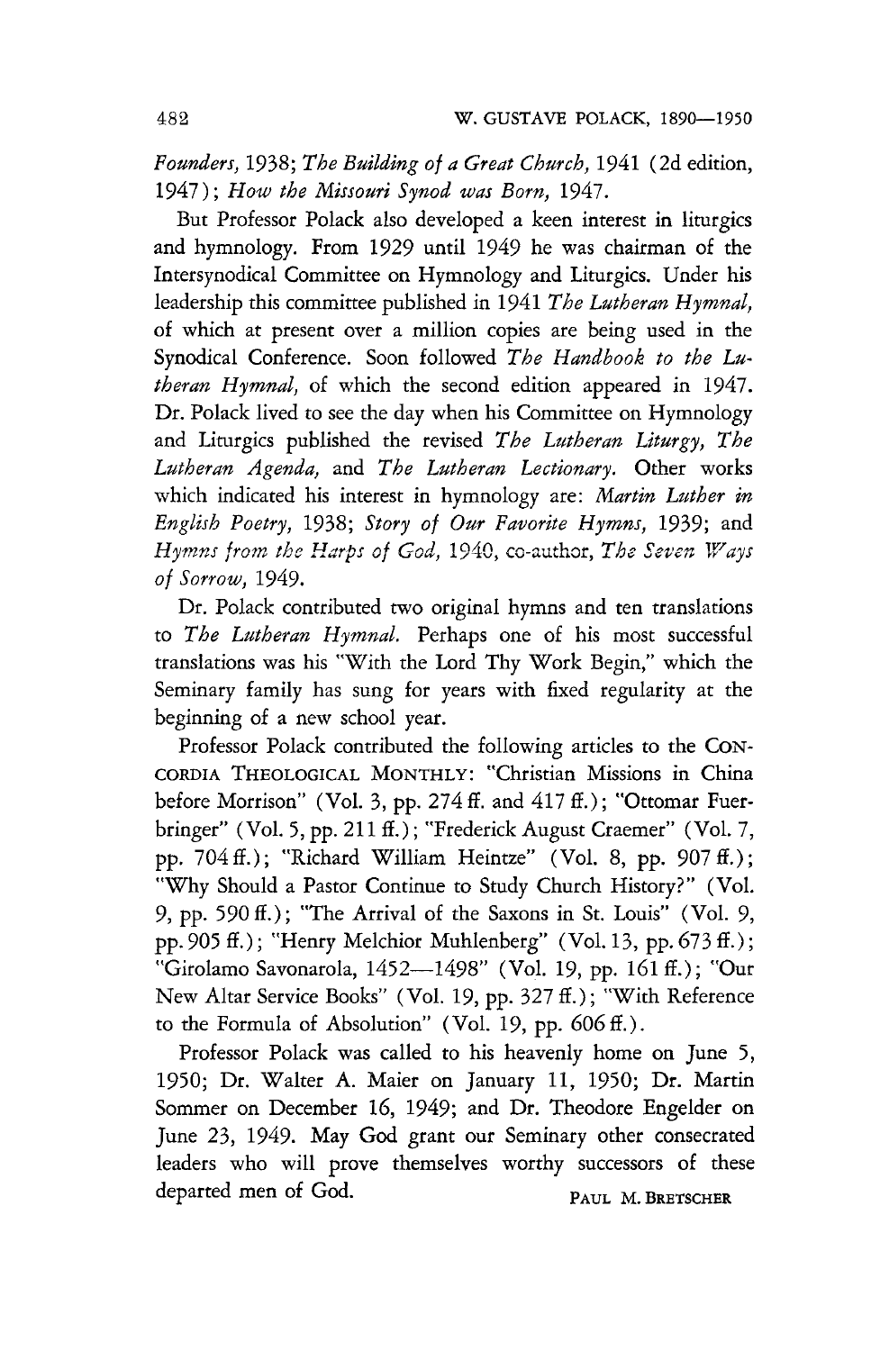*Founders,* 1938; *The Building of a Great Church,* 1941 (2d edition, 1947); *How the Missouri Synod was Born,* 1947.

But Professor Polack also developed a keen interest in liturgics and hymnology. From 1929 until 1949 he was chairman of the Intersynodical Committee on Hymnology and Liturgics. Under his leadership this committee published in 1941 *The Lutheran Hymnal,* of which at present over a million copies are being used in the Synodical Conference. Soon followed *The Handbook to the Lutheran Hymnal,* of which the second edition appeared in 1947. Dr. Polack lived to see the day when his Committee on Hymnology and Liturgics published the revised *The Lutheran Liturgy, The Lutheran Agenda,* and *The Lutheran Lectionary.* Other works which indicated his interest in hymnology are: *Martin Luther in English Poetry,* 1938; *Story of Our Favorite Hymns,* 1939; and *Hymns from the Harps of God,* 1940, co-author, *The Seven Ways of Sorrow,* 1949.

Dr. Polack contributed two original hymns and ten translations to *The Lutheran Hymnal.* Perhaps one of his most successful translations was his "With the Lord Thy Work Begin," which the Seminary family has sung for years with fixed regularity at the beginning of a new school year.

Professor Polack contributed the following articles to the CONCORDIA THEOLOGICAL MONTHLY: "Christian Missions in China before Morrison" (Vol. 3, pp. 274 ff. and 417 ff.); "Ottomar Fuerbringer" (Vol. 5, pp. 211 ff.); "Frederick August Craemer" (Vol. 7, pp. 704 ff.); "Richard William Heintze" (Vol. 8, pp. 907 ff.); "Why Should a Pastor Continue to Study Church History?" (Vol. 9, pp. 590 ff.); "The Arrival of the Saxons in St. Louis" (Vol. 9, pp. 905 ff.); "Henry Melchior Muhlenberg" (Vol. 13, pp. 673 ff.); "Girolamo Savonarola, 1452—1498" (Vol. 19, pp. 161 ff.); "Our New Altar Service Books" (Vol. 19, pp. 327 ff.); "With Reference to the Formula of Absolution" (Vol. 19, pp. 606 ff.).

Professor Polack was called to his heavenly home on June 5, 1950; Dr. Walter A. Maier on January 11, 1950; Dr. Martin Sommer on December 16, 1949; and Dr. Theodore Engelder on June 23, 1949. May God grant our Seminary other consecrated leaders who will prove themselves worthy successors of these departed men of God.

PAUL M. BRETSCHER